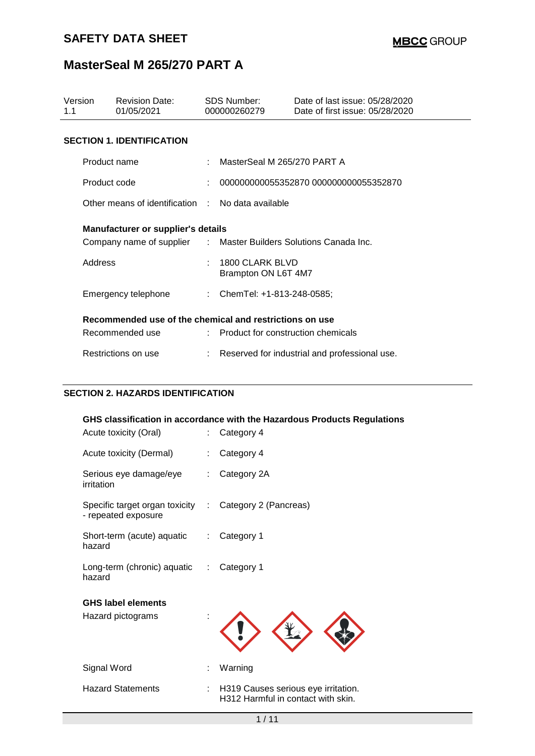# SAFETY DATA SHEET

**MBCC GROUP**

# MasterSeal M 265/270 PART A

| Version | Revision Date: | SDS Number: | Date of last issue: 05/28/2020 |
|---|---|---|---|
| 1.1 | 01/05/2021 | 000000260279 | Date of first issue: 05/28/2020 |

## SECTION 1. IDENTIFICATION

Product name : MasterSeal M 265/270 PART A

Product code : 000000000055352870 000000000055352870

Other means of identification : No data available

**Manufacturer or supplier's details**

Company name of supplier : Master Builders Solutions Canada Inc.

Address : 1800 CLARK BLVD
Brampton ON L6T 4M7

Emergency telephone : ChemTel: +1-813-248-0585;

**Recommended use of the chemical and restrictions on use**

Recommended use : Product for construction chemicals

Restrictions on use : Reserved for industrial and professional use.

## SECTION 2. HAZARDS IDENTIFICATION

**GHS classification in accordance with the Hazardous Products Regulations**

Acute toxicity (Oral) : Category 4

Acute toxicity (Dermal) : Category 4

Serious eye damage/eye irritation : Category 2A

Specific target organ toxicity - repeated exposure : Category 2 (Pancreas)

Short-term (acute) aquatic hazard : Category 1

Long-term (chronic) aquatic hazard : Category 1

**GHS label elements**

Hazard pictograms :

Signal Word : Warning

Hazard Statements : H319 Causes serious eye irritation.
H312 Harmful in contact with skin.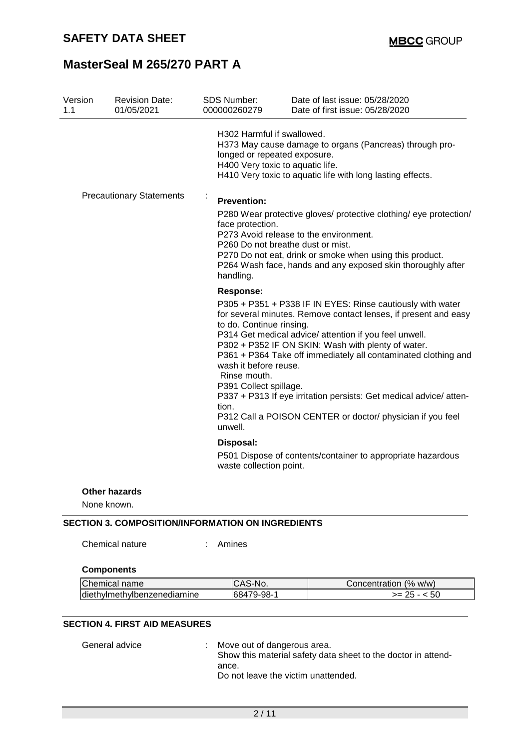| Version | Revision Date: | SDS Number: | Date of last issue: 05/28/2020 |
|---|---|---|---|
| 1.1 | 01/05/2021 | 000000260279 | Date of first issue: 05/28/2020 |

H302 Harmful if swallowed.
H373 May cause damage to organs (Pancreas) through prolonged or repeated exposure.
H400 Very toxic to aquatic life.
H410 Very toxic to aquatic life with long lasting effects.

Precautionary Statements :

**Prevention:**

P280 Wear protective gloves/ protective clothing/ eye protection/ face protection.
P273 Avoid release to the environment.
P260 Do not breathe dust or mist.
P270 Do not eat, drink or smoke when using this product.
P264 Wash face, hands and any exposed skin thoroughly after handling.

**Response:**

P305 + P351 + P338 IF IN EYES: Rinse cautiously with water for several minutes. Remove contact lenses, if present and easy to do. Continue rinsing.
P314 Get medical advice/ attention if you feel unwell.
P302 + P352 IF ON SKIN: Wash with plenty of water.
P361 + P364 Take off immediately all contaminated clothing and wash it before reuse.
Rinse mouth.
P391 Collect spillage.
P337 + P313 If eye irritation persists: Get medical advice/ attention.
P312 Call a POISON CENTER or doctor/ physician if you feel unwell.

**Disposal:**

P501 Dispose of contents/container to appropriate hazardous waste collection point.

**Other hazards**

None known.

## SECTION 3. COMPOSITION/INFORMATION ON INGREDIENTS

Chemical nature : Amines

**Components**

| Chemical name | CAS-No. | Concentration (% w/w) |
|---|---|---|
| diethylmethylbenzenediamine | 68479-98-1 | >= 25 - < 50 |

## SECTION 4. FIRST AID MEASURES

General advice : Move out of dangerous area.
Show this material safety data sheet to the doctor in attendance.
Do not leave the victim unattended.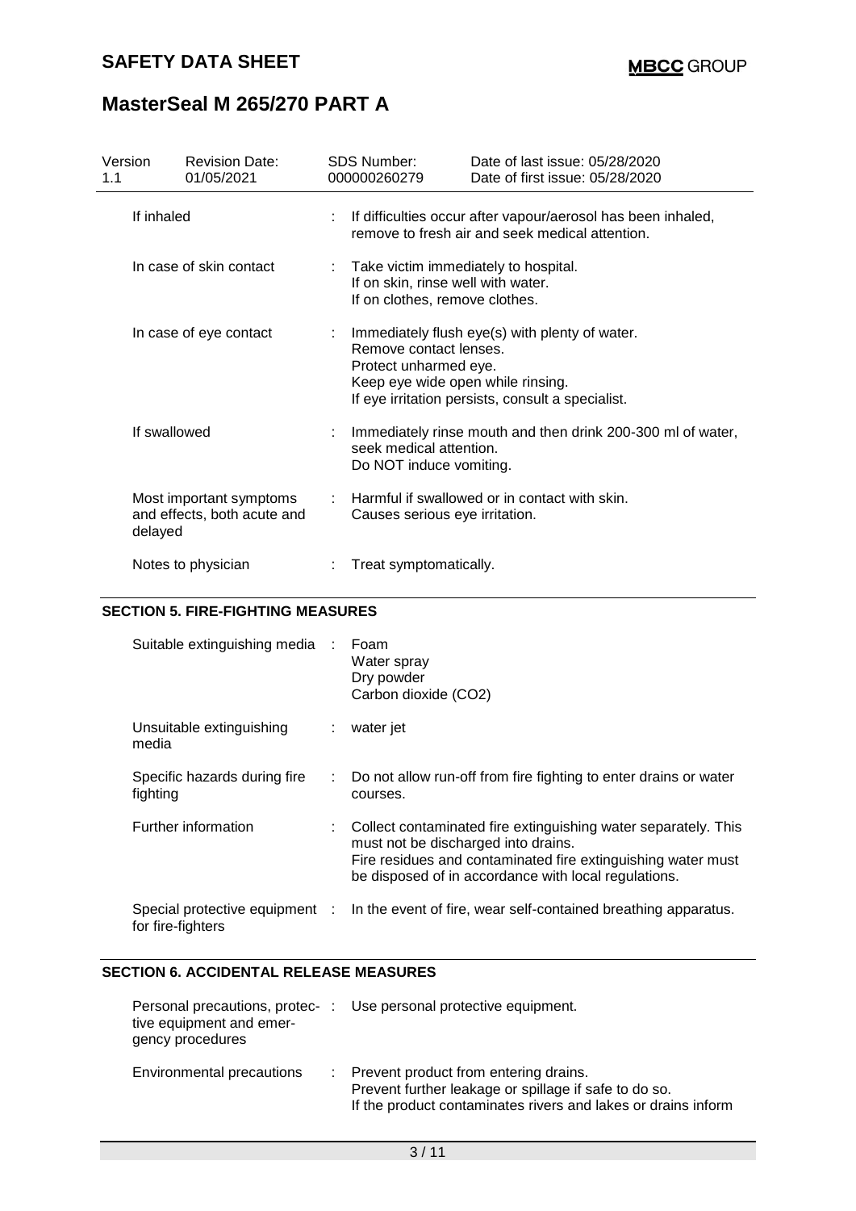| | | |
|---|---|---|
| If inhaled | : | If difficulties occur after vapour/aerosol has been inhaled, remove to fresh air and seek medical attention. |
| In case of skin contact | : | Take victim immediately to hospital.<br>If on skin, rinse well with water.<br>If on clothes, remove clothes. |
| In case of eye contact | : | Immediately flush eye(s) with plenty of water.<br>Remove contact lenses.<br>Protect unharmed eye.<br>Keep eye wide open while rinsing.<br>If eye irritation persists, consult a specialist. |
| If swallowed | : | Immediately rinse mouth and then drink 200-300 ml of water, seek medical attention.<br>Do NOT induce vomiting. |
| Most important symptoms and effects, both acute and delayed | : | Harmful if swallowed or in contact with skin.<br>Causes serious eye irritation. |
| Notes to physician | : | Treat symptomatically. |

## SECTION 5. FIRE-FIGHTING MEASURES

| | | |
|---|---|---|
| Suitable extinguishing media | : | Foam<br>Water spray<br>Dry powder<br>Carbon dioxide ($CO_2$) |
| Unsuitable extinguishing media | : | water jet |
| Specific hazards during fire fighting | : | Do not allow run-off from fire fighting to enter drains or water courses. |
| Further information | : | Collect contaminated fire extinguishing water separately. This must not be discharged into drains.<br>Fire residues and contaminated fire extinguishing water must be disposed of in accordance with local regulations. |
| Special protective equipment for fire-fighters | : | In the event of fire, wear self-contained breathing apparatus. |

## SECTION 6. ACCIDENTAL RELEASE MEASURES

| | | |
|---|---|---|
| Personal precautions, protective equipment and emergency procedures | : | Use personal protective equipment. |
| Environmental precautions | : | Prevent product from entering drains.<br>Prevent further leakage or spillage if safe to do so.<br>If the product contaminates rivers and lakes or drains inform |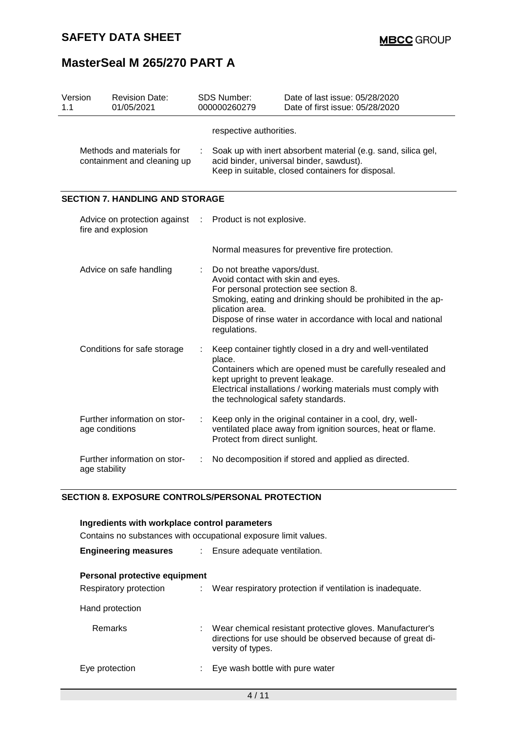respective authorities.

| | | |
|---|---|---|
| Methods and materials for containment and cleaning up | : | Soak up with inert absorbent material (e.g. sand, silica gel, acid binder, universal binder, sawdust). Keep in suitable, closed containers for disposal. |

## SECTION 7. HANDLING AND STORAGE

| | | |
|---|---|---|
| Advice on protection against fire and explosion | : | Product is not explosive.<br><br>Normal measures for preventive fire protection. |
| Advice on safe handling | : | Do not breathe vapors/dust.<br>Avoid contact with skin and eyes.<br>For personal protection see section 8.<br>Smoking, eating and drinking should be prohibited in the application area.<br>Dispose of rinse water in accordance with local and national regulations. |
| Conditions for safe storage | : | Keep container tightly closed in a dry and well-ventilated place.<br>Containers which are opened must be carefully resealed and kept upright to prevent leakage.<br>Electrical installations / working materials must comply with the technological safety standards. |
| Further information on storage conditions | : | Keep only in the original container in a cool, dry, well-ventilated place away from ignition sources, heat or flame. Protect from direct sunlight. |
| Further information on storage stability | : | No decomposition if stored and applied as directed. |

## SECTION 8. EXPOSURE CONTROLS/PERSONAL PROTECTION

**Ingredients with workplace control parameters**

Contains no substances with occupational exposure limit values.

**Engineering measures** : Ensure adequate ventilation.

**Personal protective equipment**

| | | |
|---|---|---|
| Respiratory protection | : | Wear respiratory protection if ventilation is inadequate. |
| Hand protection | | |
| Remarks | : | Wear chemical resistant protective gloves. Manufacturer's directions for use should be observed because of great diversity of types. |
| Eye protection | : | Eye wash bottle with pure water |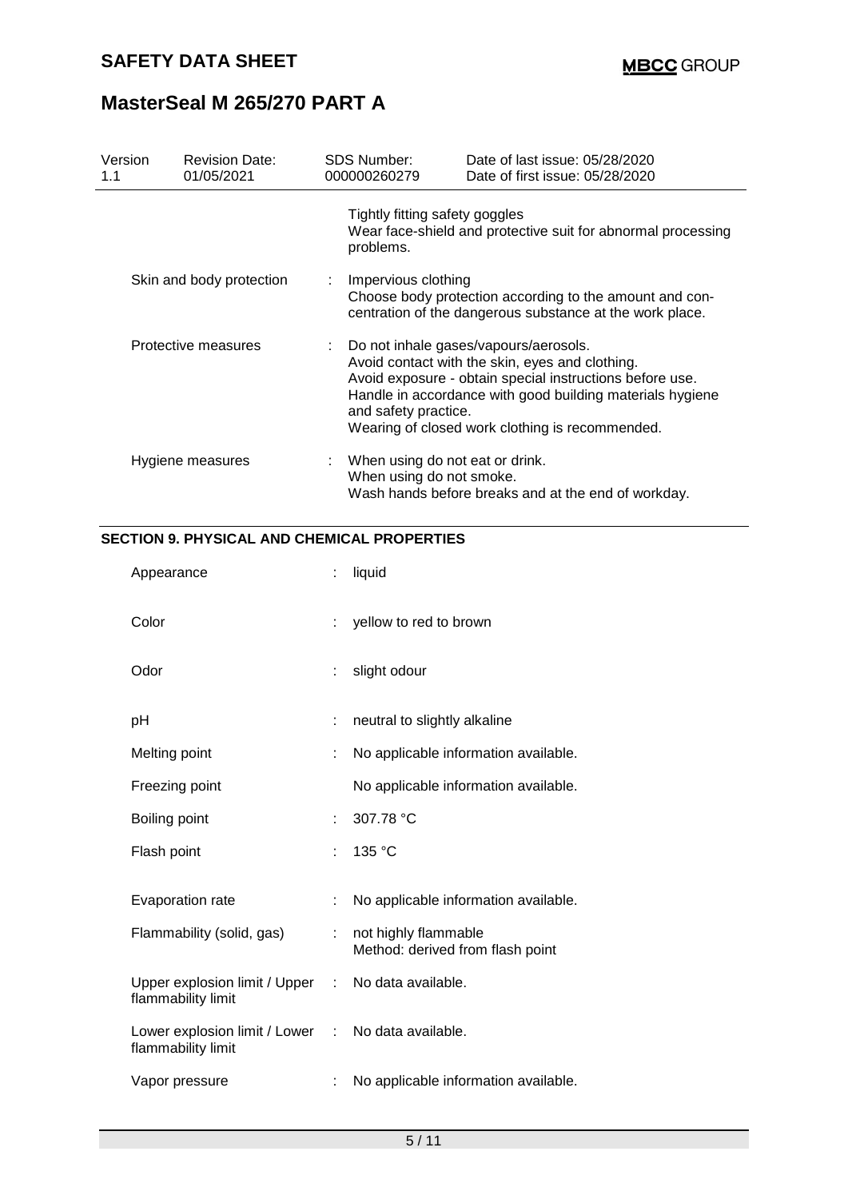| | | |
|---|---|---|
| | | Tightly fitting safety goggles<br>Wear face-shield and protective suit for abnormal processing problems. |
| Skin and body protection | : | Impervious clothing<br>Choose body protection according to the amount and concentration of the dangerous substance at the work place. |
| Protective measures | : | Do not inhale gases/vapours/aerosols.<br>Avoid contact with the skin, eyes and clothing.<br>Avoid exposure - obtain special instructions before use.<br>Handle in accordance with good building materials hygiene and safety practice.<br>Wearing of closed work clothing is recommended. |
| Hygiene measures | : | When using do not eat or drink.<br>When using do not smoke.<br>Wash hands before breaks and at the end of workday. |

## SECTION 9. PHYSICAL AND CHEMICAL PROPERTIES

| | | |
|---|---|---|
| Appearance | : | liquid |
| Color | : | yellow to red to brown |
| Odor | : | slight odour |
| pH | : | neutral to slightly alkaline |
| Melting point | : | No applicable information available. |
| Freezing point | | No applicable information available. |
| Boiling point | : | 307.78 °C |
| Flash point | : | 135 °C |
| Evaporation rate | : | No applicable information available. |
| Flammability (solid, gas) | : | not highly flammable<br>Method: derived from flash point |
| Upper explosion limit / Upper flammability limit | : | No data available. |
| Lower explosion limit / Lower flammability limit | : | No data available. |
| Vapor pressure | : | No applicable information available. |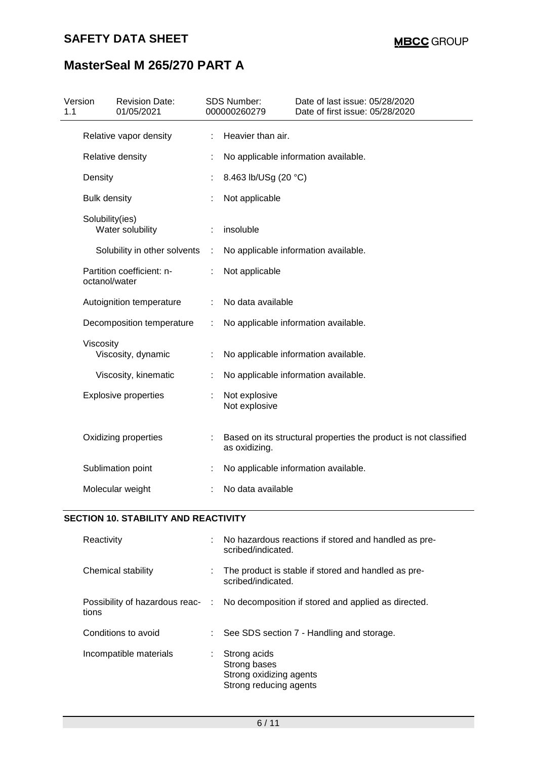| | | |
|---|---|---|
| Relative vapor density | : | Heavier than air. |
| Relative density | : | No applicable information available. |
| Density | : | 8.463 lb/USg (20 °C) |
| Bulk density | : | Not applicable |
| Solubility(ies) | | |
| Water solubility | : | insoluble |
| Solubility in other solvents | : | No applicable information available. |
| Partition coefficient: n-octanol/water | : | Not applicable |
| Autoignition temperature | : | No data available |
| Decomposition temperature | : | No applicable information available. |
| Viscosity | | |
| Viscosity, dynamic | : | No applicable information available. |
| Viscosity, kinematic | : | No applicable information available. |
| Explosive properties | : | Not explosive<br>Not explosive |
| Oxidizing properties | : | Based on its structural properties the product is not classified as oxidizing. |
| Sublimation point | : | No applicable information available. |
| Molecular weight | : | No data available |

## SECTION 10. STABILITY AND REACTIVITY

| | | |
|---|---|---|
| Reactivity | : | No hazardous reactions if stored and handled as prescribed/indicated. |
| Chemical stability | : | The product is stable if stored and handled as prescribed/indicated. |
| Possibility of hazardous reactions | : | No decomposition if stored and applied as directed. |
| Conditions to avoid | : | See SDS section 7 - Handling and storage. |
| Incompatible materials | : | Strong acids<br>Strong bases<br>Strong oxidizing agents<br>Strong reducing agents |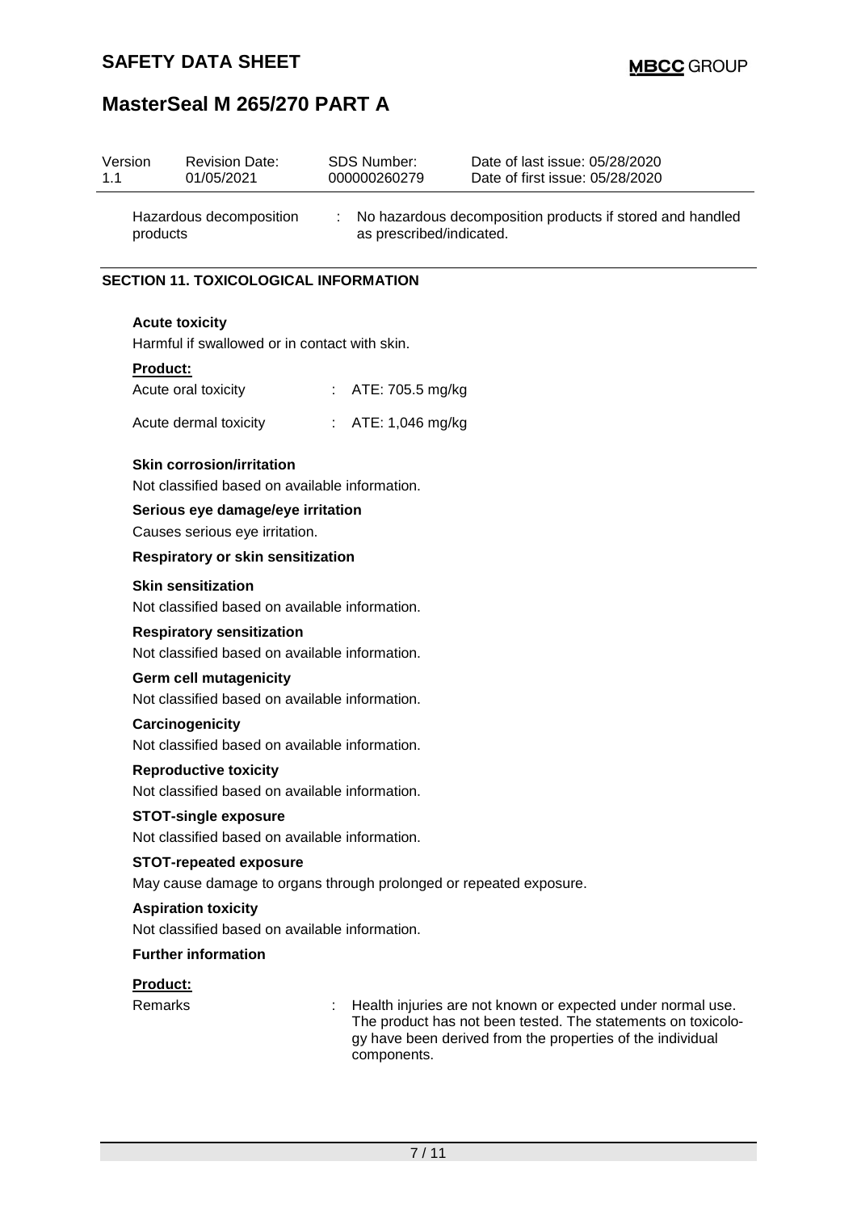| Hazardous decomposition products | : | No hazardous decomposition products if stored and handled as prescribed/indicated. |
|---|---|---|

## SECTION 11. TOXICOLOGICAL INFORMATION

**Acute toxicity**

Harmful if swallowed or in contact with skin.

**Product:**

| Acute oral toxicity | : | ATE: 705.5 mg/kg |
|---|---|---|
| Acute dermal toxicity | : | ATE: 1,046 mg/kg |

**Skin corrosion/irritation**

Not classified based on available information.

**Serious eye damage/eye irritation**

Causes serious eye irritation.

**Respiratory or skin sensitization**

**Skin sensitization**

Not classified based on available information.

**Respiratory sensitization**

Not classified based on available information.

**Germ cell mutagenicity**

Not classified based on available information.

**Carcinogenicity**

Not classified based on available information.

**Reproductive toxicity**

Not classified based on available information.

**STOT-single exposure**

Not classified based on available information.

**STOT-repeated exposure**

May cause damage to organs through prolonged or repeated exposure.

**Aspiration toxicity**

Not classified based on available information.

**Further information**

**Product:**

| Remarks | : | Health injuries are not known or expected under normal use. The product has not been tested. The statements on toxicology have been derived from the properties of the individual components. |
|---|---|---|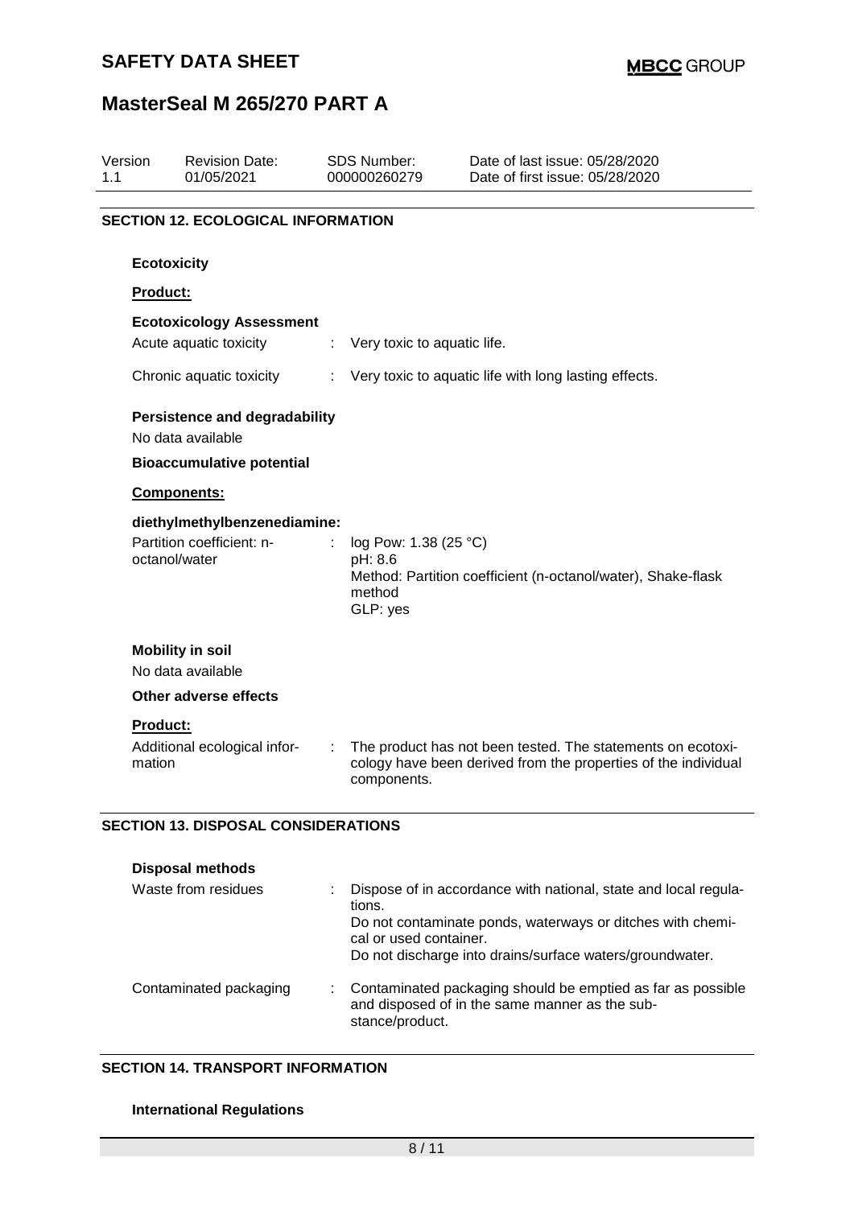## SECTION 12. ECOLOGICAL INFORMATION

### Ecotoxicity

**Product:**

**Ecotoxicology Assessment**

| | | |
|---|---|---|
| Acute aquatic toxicity | : | Very toxic to aquatic life. |
| Chronic aquatic toxicity | : | Very toxic to aquatic life with long lasting effects. |

**Persistence and degradability**

No data available

**Bioaccumulative potential**

**Components:**

**diethylmethylbenzenediamine:**

| | | |
|---|---|---|
| Partition coefficient: n-octanol/water | : | log Pow: 1.38 (25 °C)<br>pH: 8.6<br>Method: Partition coefficient (n-octanol/water), Shake-flask method<br>GLP: yes |

**Mobility in soil**

No data available

**Other adverse effects**

**Product:**

| | | |
|---|---|---|
| Additional ecological information | : | The product has not been tested. The statements on ecotoxicology have been derived from the properties of the individual components. |

## SECTION 13. DISPOSAL CONSIDERATIONS

**Disposal methods**

| | | |
|---|---|---|
| Waste from residues | : | Dispose of in accordance with national, state and local regulations.<br>Do not contaminate ponds, waterways or ditches with chemical or used container.<br>Do not discharge into drains/surface waters/groundwater. |
| Contaminated packaging | : | Contaminated packaging should be emptied as far as possible and disposed of in the same manner as the substance/product. |

## SECTION 14. TRANSPORT INFORMATION

**International Regulations**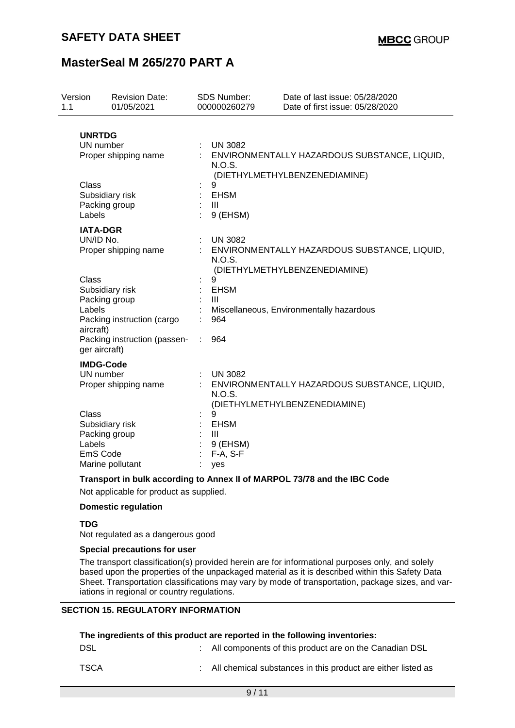**UNRTDG**

| | | |
|---|---|---|
| UN number | : | UN 3082 |
| Proper shipping name | : | ENVIRONMENTALLY HAZARDOUS SUBSTANCE, LIQUID, N.O.S. (DIETHYLMETHYLBENZENEDIAMINE) |
| Class | : | 9 |
| Subsidiary risk | : | EHSM |
| Packing group | : | III |
| Labels | : | 9 (EHSM) |

**IATA-DGR**

| | | |
|---|---|---|
| UN/ID No. | : | UN 3082 |
| Proper shipping name | : | ENVIRONMENTALLY HAZARDOUS SUBSTANCE, LIQUID, N.O.S. (DIETHYLMETHYLBENZENEDIAMINE) |
| Class | : | 9 |
| Subsidiary risk | : | EHSM |
| Packing group | : | III |
| Labels | : | Miscellaneous, Environmentally hazardous |
| Packing instruction (cargo aircraft) | : | 964 |
| Packing instruction (passenger aircraft) | : | 964 |

**IMDG-Code**

| | | |
|---|---|---|
| UN number | : | UN 3082 |
| Proper shipping name | : | ENVIRONMENTALLY HAZARDOUS SUBSTANCE, LIQUID, N.O.S. (DIETHYLMETHYLBENZENEDIAMINE) |
| Class | : | 9 |
| Subsidiary risk | : | EHSM |
| Packing group | : | III |
| Labels | : | 9 (EHSM) |
| EmS Code | : | F-A, S-F |
| Marine pollutant | : | yes |

**Transport in bulk according to Annex II of MARPOL 73/78 and the IBC Code**

Not applicable for product as supplied.

**Domestic regulation**

**TDG**

Not regulated as a dangerous good

**Special precautions for user**

The transport classification(s) provided herein are for informational purposes only, and solely based upon the properties of the unpackaged material as it is described within this Safety Data Sheet. Transportation classifications may vary by mode of transportation, package sizes, and variations in regional or country regulations.

## SECTION 15. REGULATORY INFORMATION

**The ingredients of this product are reported in the following inventories:**

| | | |
|---|---|---|
| DSL | : | All components of this product are on the Canadian DSL |
| TSCA | : | All chemical substances in this product are either listed as |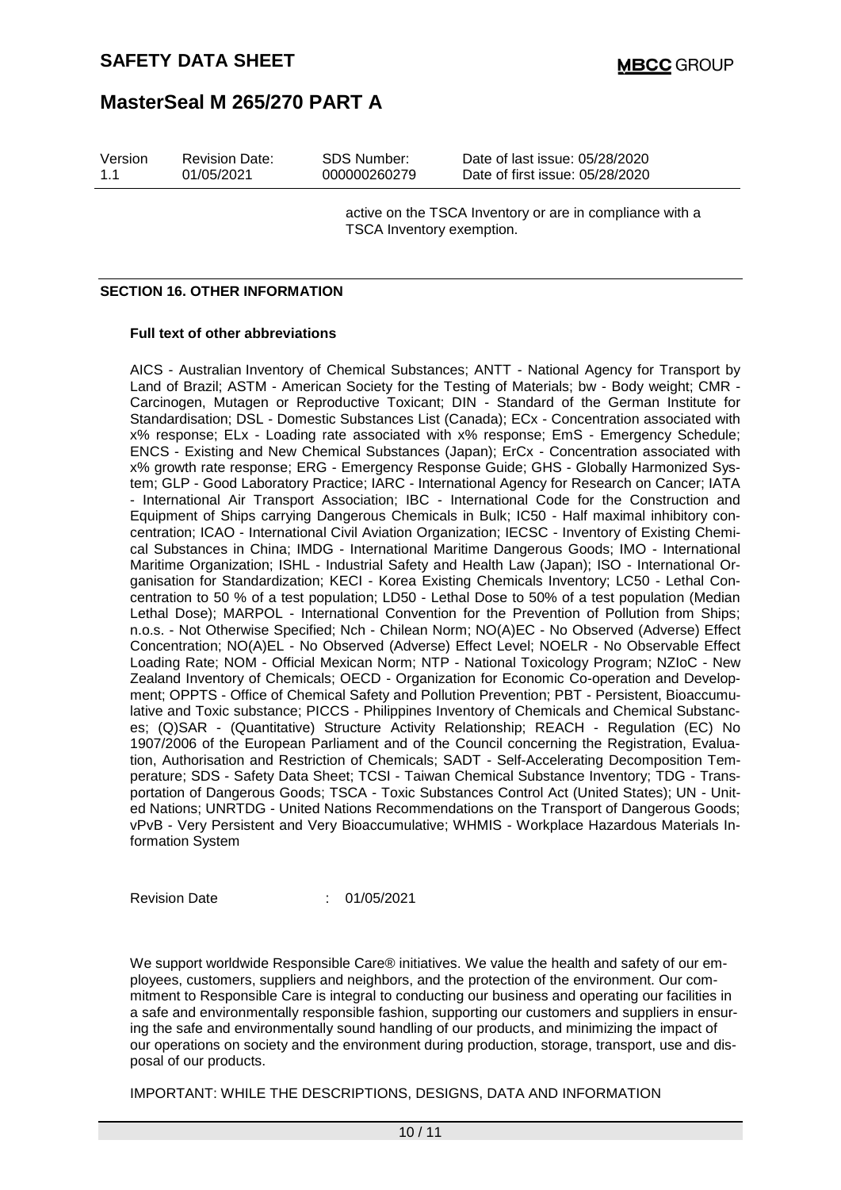active on the TSCA Inventory or are in compliance with a TSCA Inventory exemption.

## SECTION 16. OTHER INFORMATION

**Full text of other abbreviations**

AICS - Australian Inventory of Chemical Substances; ANTT - National Agency for Transport by Land of Brazil; ASTM - American Society for the Testing of Materials; bw - Body weight; CMR - Carcinogen, Mutagen or Reproductive Toxicant; DIN - Standard of the German Institute for Standardisation; DSL - Domestic Substances List (Canada); ECx - Concentration associated with x% response; ELx - Loading rate associated with x% response; EmS - Emergency Schedule; ENCS - Existing and New Chemical Substances (Japan); ErCx - Concentration associated with x% growth rate response; ERG - Emergency Response Guide; GHS - Globally Harmonized System; GLP - Good Laboratory Practice; IARC - International Agency for Research on Cancer; IATA - International Air Transport Association; IBC - International Code for the Construction and Equipment of Ships carrying Dangerous Chemicals in Bulk; IC50 - Half maximal inhibitory concentration; ICAO - International Civil Aviation Organization; IECSC - Inventory of Existing Chemical Substances in China; IMDG - International Maritime Dangerous Goods; IMO - International Maritime Organization; ISHL - Industrial Safety and Health Law (Japan); ISO - International Organisation for Standardization; KECI - Korea Existing Chemicals Inventory; LC50 - Lethal Concentration to 50 % of a test population; LD50 - Lethal Dose to 50% of a test population (Median Lethal Dose); MARPOL - International Convention for the Prevention of Pollution from Ships; n.o.s. - Not Otherwise Specified; Nch - Chilean Norm; NO(A)EC - No Observed (Adverse) Effect Concentration; NO(A)EL - No Observed (Adverse) Effect Level; NOELR - No Observable Effect Loading Rate; NOM - Official Mexican Norm; NTP - National Toxicology Program; NZIoC - New Zealand Inventory of Chemicals; OECD - Organization for Economic Co-operation and Development; OPPTS - Office of Chemical Safety and Pollution Prevention; PBT - Persistent, Bioaccumulative and Toxic substance; PICCS - Philippines Inventory of Chemicals and Chemical Substances; (Q)SAR - (Quantitative) Structure Activity Relationship; REACH - Regulation (EC) No 1907/2006 of the European Parliament and of the Council concerning the Registration, Evaluation, Authorisation and Restriction of Chemicals; SADT - Self-Accelerating Decomposition Temperature; SDS - Safety Data Sheet; TCSI - Taiwan Chemical Substance Inventory; TDG - Transportation of Dangerous Goods; TSCA - Toxic Substances Control Act (United States); UN - United Nations; UNRTDG - United Nations Recommendations on the Transport of Dangerous Goods; vPvB - Very Persistent and Very Bioaccumulative; WHMIS - Workplace Hazardous Materials Information System

Revision Date : 01/05/2021

We support worldwide Responsible Care® initiatives. We value the health and safety of our employees, customers, suppliers and neighbors, and the protection of the environment. Our commitment to Responsible Care is integral to conducting our business and operating our facilities in a safe and environmentally responsible fashion, supporting our customers and suppliers in ensuring the safe and environmentally sound handling of our products, and minimizing the impact of our operations on society and the environment during production, storage, transport, use and disposal of our products.

IMPORTANT: WHILE THE DESCRIPTIONS, DESIGNS, DATA AND INFORMATION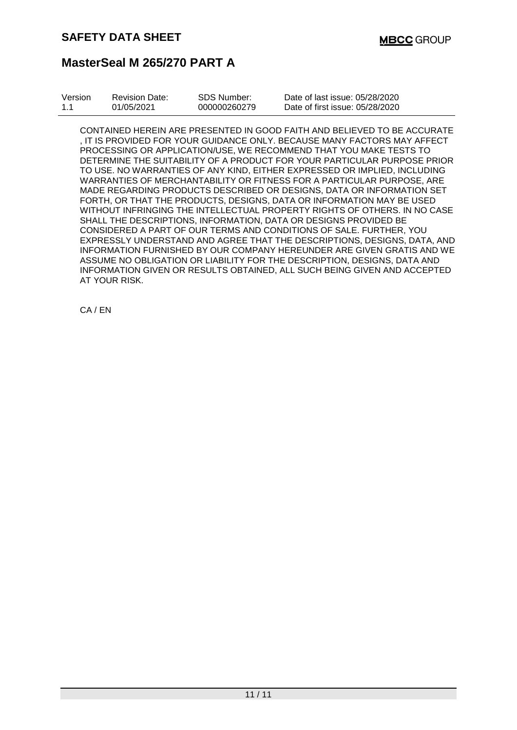CONTAINED HEREIN ARE PRESENTED IN GOOD FAITH AND BELIEVED TO BE ACCURATE , IT IS PROVIDED FOR YOUR GUIDANCE ONLY. BECAUSE MANY FACTORS MAY AFFECT PROCESSING OR APPLICATION/USE, WE RECOMMEND THAT YOU MAKE TESTS TO DETERMINE THE SUITABILITY OF A PRODUCT FOR YOUR PARTICULAR PURPOSE PRIOR TO USE. NO WARRANTIES OF ANY KIND, EITHER EXPRESSED OR IMPLIED, INCLUDING WARRANTIES OF MERCHANTABILITY OR FITNESS FOR A PARTICULAR PURPOSE, ARE MADE REGARDING PRODUCTS DESCRIBED OR DESIGNS, DATA OR INFORMATION SET FORTH, OR THAT THE PRODUCTS, DESIGNS, DATA OR INFORMATION MAY BE USED WITHOUT INFRINGING THE INTELLECTUAL PROPERTY RIGHTS OF OTHERS. IN NO CASE SHALL THE DESCRIPTIONS, INFORMATION, DATA OR DESIGNS PROVIDED BE CONSIDERED A PART OF OUR TERMS AND CONDITIONS OF SALE. FURTHER, YOU EXPRESSLY UNDERSTAND AND AGREE THAT THE DESCRIPTIONS, DESIGNS, DATA, AND INFORMATION FURNISHED BY OUR COMPANY HEREUNDER ARE GIVEN GRATIS AND WE ASSUME NO OBLIGATION OR LIABILITY FOR THE DESCRIPTION, DESIGNS, DATA AND INFORMATION GIVEN OR RESULTS OBTAINED, ALL SUCH BEING GIVEN AND ACCEPTED AT YOUR RISK.

CA / EN